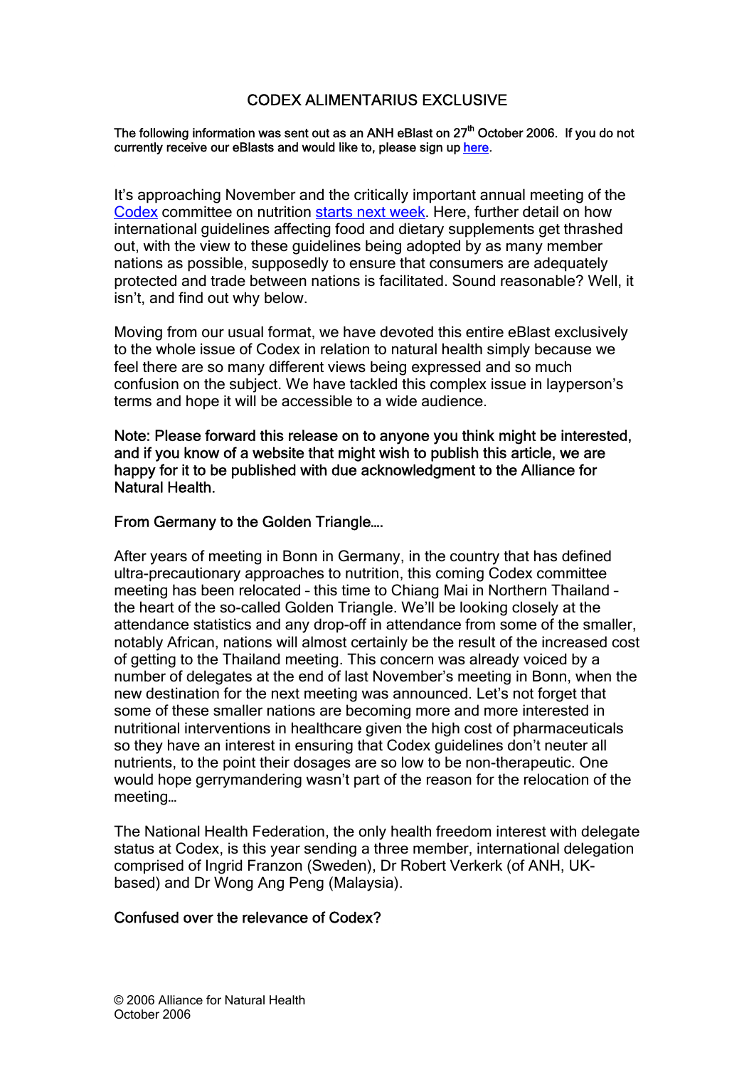# CODEX ALIMENTARIUS EXCLUSIVE

**The following information was sent out as an ANH eBlast on 27th October 2006. If you do not currently receive our eBlasts and would like to, please sign up here.**

It's approaching November and the critically important annual meeting of the Codex committee on nutrition starts next week. Here, further detail on how international guidelines affecting food and dietary supplements get thrashed out, with the view to these guidelines being adopted by as many member nations as possible, supposedly to ensure that consumers are adequately protected and trade between nations is facilitated. Sound reasonable? Well, it isn't, and find out why below.

Moving from our usual format, we have devoted this entire eBlast exclusively to the whole issue of Codex in relation to natural health simply because we feel there are so many different views being expressed and so much confusion on the subject. We have tackled this complex issue in layperson's terms and hope it will be accessible to a wide audience.

**Note: Please forward this release on to anyone you think might be interested, and if you know of a website that might wish to publish this article, we are happy for it to be published with due acknowledgment to the Alliance for Natural Health.**

## From Germany to the Golden Triangle….

After years of meeting in Bonn in Germany, in the country that has defined ultra-precautionary approaches to nutrition, this coming Codex committee meeting has been relocated – this time to Chiang Mai in Northern Thailand – the heart of the so-called Golden Triangle. We'll be looking closely at the attendance statistics and any drop-off in attendance from some of the smaller, notably African, nations will almost certainly be the result of the increased cost of getting to the Thailand meeting. This concern was already voiced by a number of delegates at the end of last November's meeting in Bonn, when the new destination for the next meeting was announced. Let's not forget that some of these smaller nations are becoming more and more interested in nutritional interventions in healthcare given the high cost of pharmaceuticals so they have an interest in ensuring that Codex guidelines don't neuter all nutrients, to the point their dosages are so low to be non-therapeutic. One would hope gerrymandering wasn't part of the reason for the relocation of the meeting…

The National Health Federation, the only health freedom interest with delegate status at Codex, is this year sending a three member, international delegation comprised of Ingrid Franzon (Sweden), Dr Robert Verkerk (of ANH, UK-based) and Dr Wong Ang Peng (Malaysia).

## Confused over the relevance of Codex?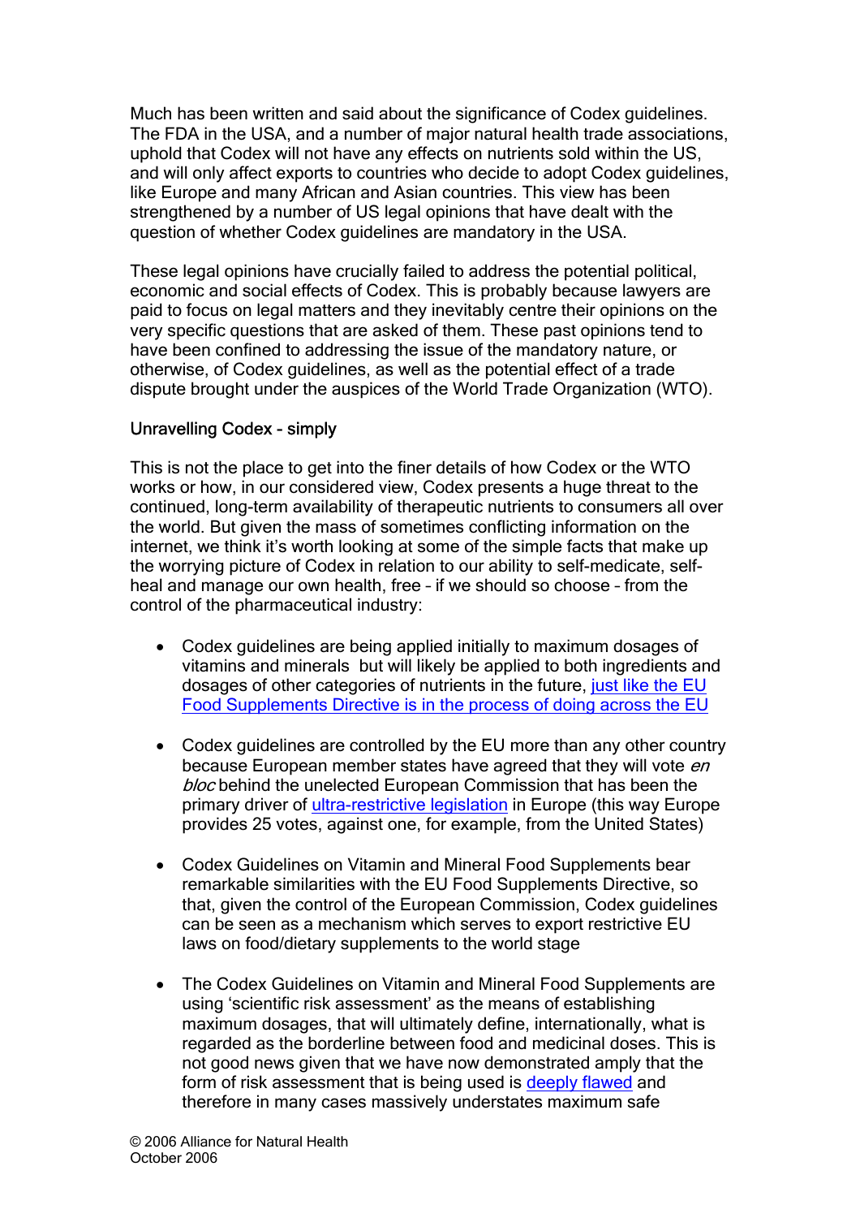Much has been written and said about the significance of Codex guidelines. The FDA in the USA, and a number of major natural health trade associations, uphold that Codex will not have any effects on nutrients sold within the US, and will only affect exports to countries who decide to adopt Codex guidelines, like Europe and many African and Asian countries. This view has been strengthened by a number of US legal opinions that have dealt with the question of whether Codex guidelines are mandatory in the USA.

These legal opinions have crucially failed to address the potential political, economic and social effects of Codex. This is probably because lawyers are paid to focus on legal matters and they inevitably centre their opinions on the very specific questions that are asked of them. These past opinions tend to have been confined to addressing the issue of the mandatory nature, or otherwise, of Codex guidelines, as well as the potential effect of a trade dispute brought under the auspices of the World Trade Organization (WTO).

## Unravelling Codex – simply

This is not the place to get into the finer details of how Codex or the WTO works or how, in our considered view, Codex presents a huge threat to the continued, long-term availability of therapeutic nutrients to consumers all over the world. But given the mass of sometimes conflicting information on the internet, we think it's worth looking at some of the simple facts that make up the worrying picture of Codex in relation to our ability to self-medicate, self-heal and manage our own health, free – if we should so choose – from the control of the pharmaceutical industry:

- Codex guidelines are being applied initially to maximum dosages of vitamins and minerals but will likely be applied to both ingredients and dosages of other categories of nutrients in the future, just like the EU Food Supplements Directive is in the process of doing across the EU

- Codex guidelines are controlled by the EU more than any other country because European member states have agreed that they will vote *en bloc* behind the unelected European Commission that has been the primary driver of ultra-restrictive legislation in Europe (this way Europe provides 25 votes, against one, for example, from the United States)

- Codex Guidelines on Vitamin and Mineral Food Supplements bear remarkable similarities with the EU Food Supplements Directive, so that, given the control of the European Commission, Codex guidelines can be seen as a mechanism which serves to export restrictive EU laws on food/dietary supplements to the world stage

- The Codex Guidelines on Vitamin and Mineral Food Supplements are using 'scientific risk assessment' as the means of establishing maximum dosages, that will ultimately define, internationally, what is regarded as the borderline between food and medicinal doses. This is not good news given that we have now demonstrated amply that the form of risk assessment that is being used is deeply flawed and therefore in many cases massively understates maximum safe

© 2006 Alliance for Natural Health
October 2006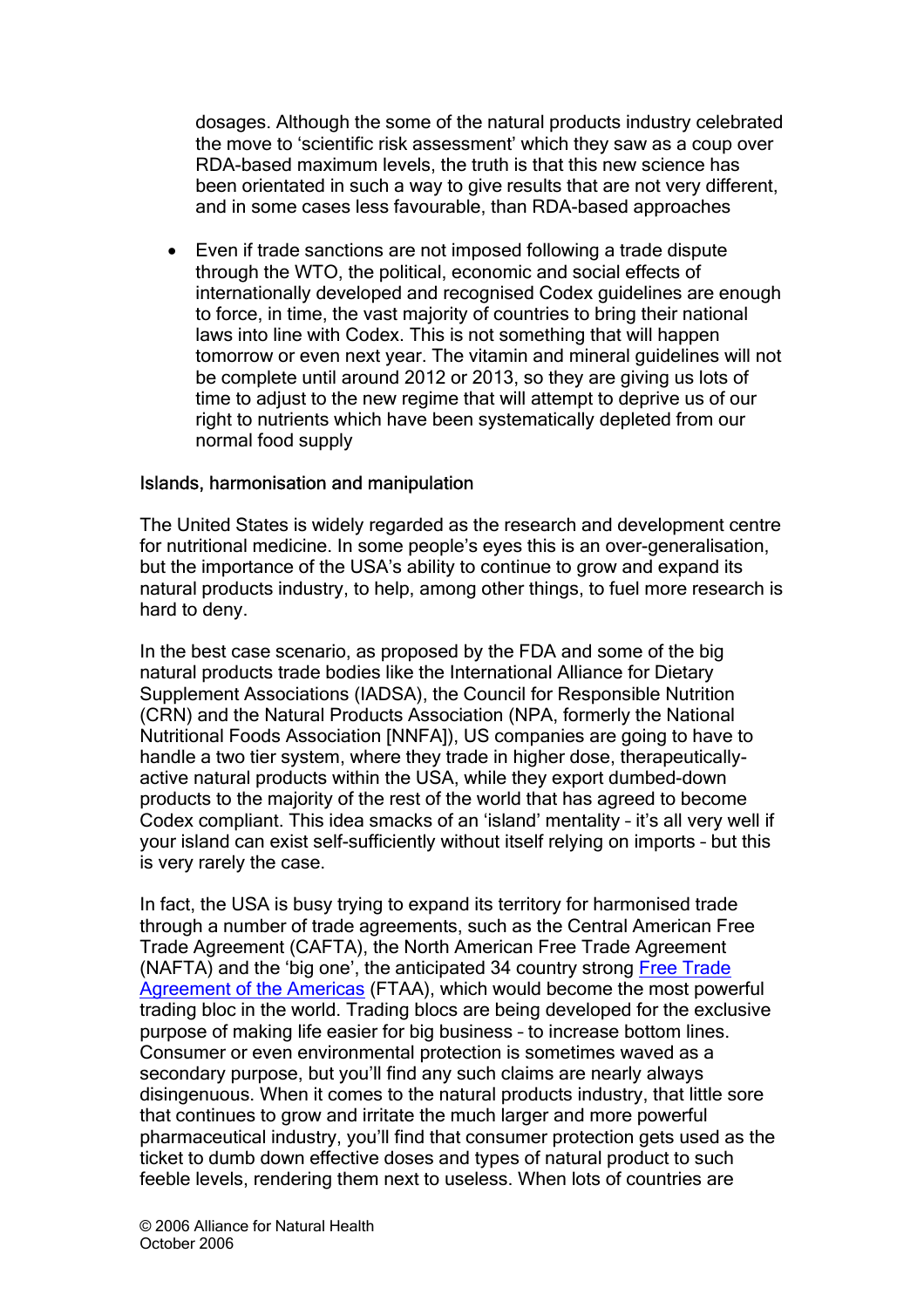dosages. Although the some of the natural products industry celebrated the move to 'scientific risk assessment' which they saw as a coup over RDA-based maximum levels, the truth is that this new science has been orientated in such a way to give results that are not very different, and in some cases less favourable, than RDA-based approaches

- Even if trade sanctions are not imposed following a trade dispute through the WTO, the political, economic and social effects of internationally developed and recognised Codex guidelines are enough to force, in time, the vast majority of countries to bring their national laws into line with Codex. This is not something that will happen tomorrow or even next year. The vitamin and mineral guidelines will not be complete until around 2012 or 2013, so they are giving us lots of time to adjust to the new regime that will attempt to deprive us of our right to nutrients which have been systematically depleted from our normal food supply

#### Islands, harmonisation and manipulation

The United States is widely regarded as the research and development centre for nutritional medicine. In some people's eyes this is an over-generalisation, but the importance of the USA's ability to continue to grow and expand its natural products industry, to help, among other things, to fuel more research is hard to deny.

In the best case scenario, as proposed by the FDA and some of the big natural products trade bodies like the International Alliance for Dietary Supplement Associations (IADSA), the Council for Responsible Nutrition (CRN) and the Natural Products Association (NPA, formerly the National Nutritional Foods Association [NNFA]), US companies are going to have to handle a two tier system, where they trade in higher dose, therapeutically-active natural products within the USA, while they export dumbed-down products to the majority of the rest of the world that has agreed to become Codex compliant. This idea smacks of an 'island' mentality – it's all very well if your island can exist self-sufficiently without itself relying on imports – but this is very rarely the case.

In fact, the USA is busy trying to expand its territory for harmonised trade through a number of trade agreements, such as the Central American Free Trade Agreement (CAFTA), the North American Free Trade Agreement (NAFTA) and the 'big one', the anticipated 34 country strong Free Trade Agreement of the Americas (FTAA), which would become the most powerful trading bloc in the world. Trading blocs are being developed for the exclusive purpose of making life easier for big business – to increase bottom lines. Consumer or even environmental protection is sometimes waved as a secondary purpose, but you'll find any such claims are nearly always disingenuous. When it comes to the natural products industry, that little sore that continues to grow and irritate the much larger and more powerful pharmaceutical industry, you'll find that consumer protection gets used as the ticket to dumb down effective doses and types of natural product to such feeble levels, rendering them next to useless. When lots of countries are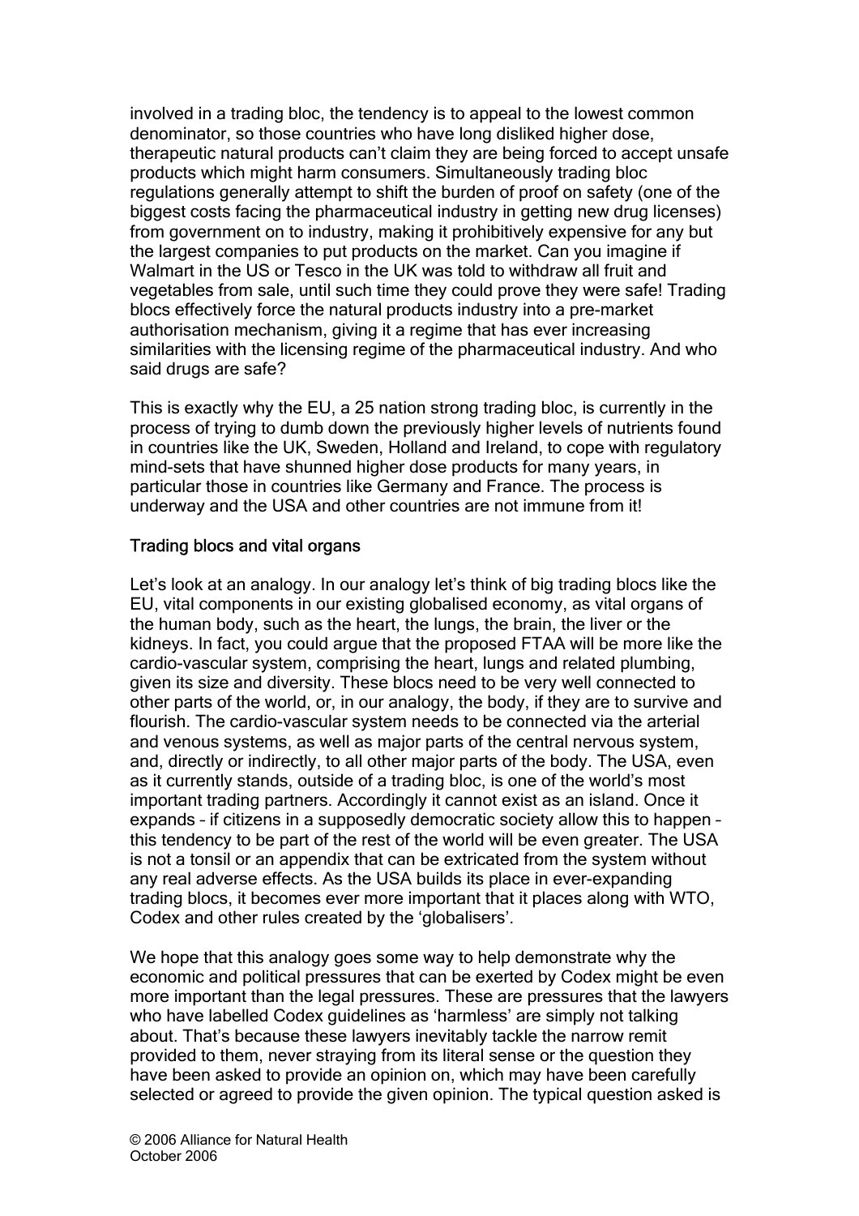involved in a trading bloc, the tendency is to appeal to the lowest common denominator, so those countries who have long disliked higher dose, therapeutic natural products can't claim they are being forced to accept unsafe products which might harm consumers. Simultaneously trading bloc regulations generally attempt to shift the burden of proof on safety (one of the biggest costs facing the pharmaceutical industry in getting new drug licenses) from government on to industry, making it prohibitively expensive for any but the largest companies to put products on the market. Can you imagine if Walmart in the US or Tesco in the UK was told to withdraw all fruit and vegetables from sale, until such time they could prove they were safe! Trading blocs effectively force the natural products industry into a pre-market authorisation mechanism, giving it a regime that has ever increasing similarities with the licensing regime of the pharmaceutical industry. And who said drugs are safe?

This is exactly why the EU, a 25 nation strong trading bloc, is currently in the process of trying to dumb down the previously higher levels of nutrients found in countries like the UK, Sweden, Holland and Ireland, to cope with regulatory mind-sets that have shunned higher dose products for many years, in particular those in countries like Germany and France. The process is underway and the USA and other countries are not immune from it!

## Trading blocs and vital organs

Let's look at an analogy. In our analogy let's think of big trading blocs like the EU, vital components in our existing globalised economy, as vital organs of the human body, such as the heart, the lungs, the brain, the liver or the kidneys. In fact, you could argue that the proposed FTAA will be more like the cardio-vascular system, comprising the heart, lungs and related plumbing, given its size and diversity. These blocs need to be very well connected to other parts of the world, or, in our analogy, the body, if they are to survive and flourish. The cardio-vascular system needs to be connected via the arterial and venous systems, as well as major parts of the central nervous system, and, directly or indirectly, to all other major parts of the body. The USA, even as it currently stands, outside of a trading bloc, is one of the world's most important trading partners. Accordingly it cannot exist as an island. Once it expands – if citizens in a supposedly democratic society allow this to happen – this tendency to be part of the rest of the world will be even greater. The USA is not a tonsil or an appendix that can be extricated from the system without any real adverse effects. As the USA builds its place in ever-expanding trading blocs, it becomes ever more important that it places along with WTO, Codex and other rules created by the 'globalisers'.

We hope that this analogy goes some way to help demonstrate why the economic and political pressures that can be exerted by Codex might be even more important than the legal pressures. These are pressures that the lawyers who have labelled Codex guidelines as 'harmless' are simply not talking about. That's because these lawyers inevitably tackle the narrow remit provided to them, never straying from its literal sense or the question they have been asked to provide an opinion on, which may have been carefully selected or agreed to provide the given opinion. The typical question asked is

© 2006 Alliance for Natural Health
October 2006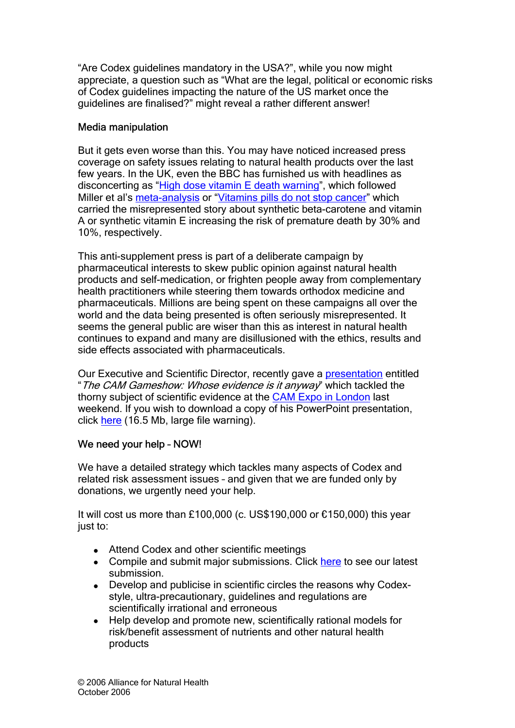"Are Codex guidelines mandatory in the USA?", while you now might appreciate, a question such as "What are the legal, political or economic risks of Codex guidelines impacting the nature of the US market once the guidelines are finalised?" might reveal a rather different answer!

## Media manipulation

But it gets even worse than this. You may have noticed increased press coverage on safety issues relating to natural health products over the last few years. In the UK, even the BBC has furnished us with headlines as disconcerting as "High dose vitamin E death warning", which followed Miller et al's meta-analysis or "Vitamins pills do not stop cancer" which carried the misrepresented story about synthetic beta-carotene and vitamin A or synthetic vitamin E increasing the risk of premature death by 30% and 10%, respectively.

This anti-supplement press is part of a deliberate campaign by pharmaceutical interests to skew public opinion against natural health products and self-medication, or frighten people away from complementary health practitioners while steering them towards orthodox medicine and pharmaceuticals. Millions are being spent on these campaigns all over the world and the data being presented is often seriously misrepresented. It seems the general public are wiser than this as interest in natural health continues to expand and many are disillusioned with the ethics, results and side effects associated with pharmaceuticals.

Our Executive and Scientific Director, recently gave a presentation entitled "*The CAM Gameshow: Whose evidence is it anyway*" which tackled the thorny subject of scientific evidence at the CAM Expo in London last weekend. If you wish to download a copy of his PowerPoint presentation, click here (16.5 Mb, large file warning).

## We need your help – NOW!

We have a detailed strategy which tackles many aspects of Codex and related risk assessment issues – and given that we are funded only by donations, we urgently need your help.

It will cost us more than £100,000 (c. US$190,000 or €150,000) this year just to:

- Attend Codex and other scientific meetings
- Compile and submit major submissions. Click here to see our latest submission.
- Develop and publicise in scientific circles the reasons why Codex-style, ultra-precautionary, guidelines and regulations are scientifically irrational and erroneous
- Help develop and promote new, scientifically rational models for risk/benefit assessment of nutrients and other natural health products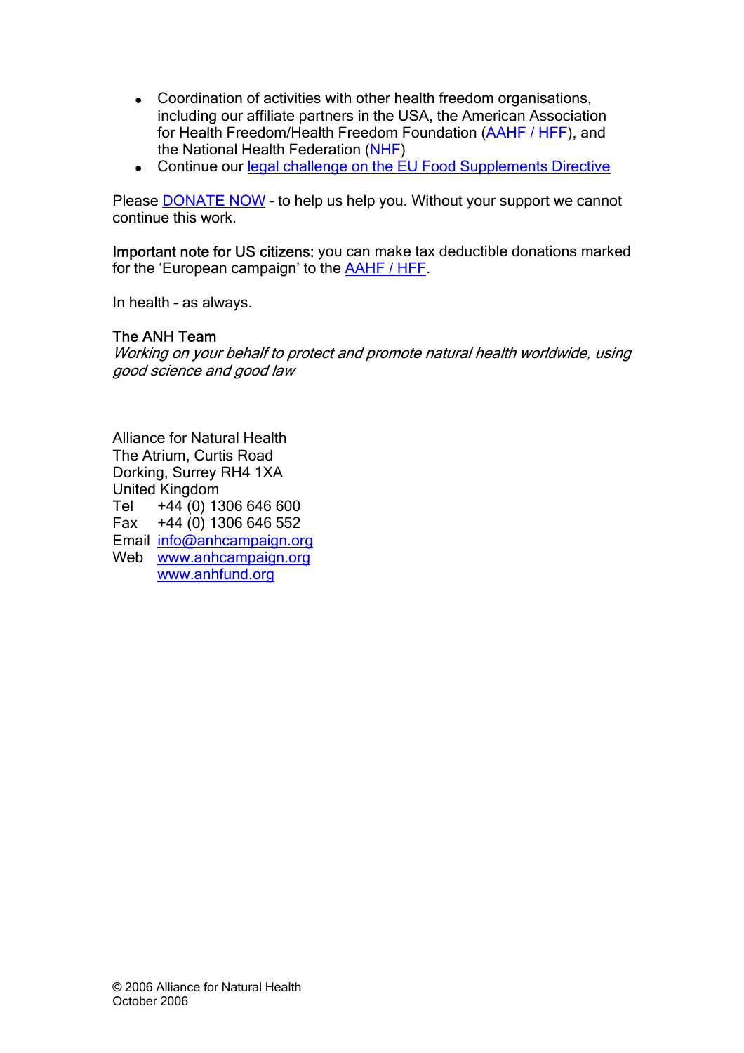- Coordination of activities with other health freedom organisations, including our affiliate partners in the USA, the American Association for Health Freedom/Health Freedom Foundation (AAHF / HFF), and the National Health Federation (NHF)
- Continue our legal challenge on the EU Food Supplements Directive

Please DONATE NOW – to help us help you. Without your support we cannot continue this work.

Important note for US citizens: you can make tax deductible donations marked for the 'European campaign' to the AAHF / HFF.

In health – as always.

The ANH Team
*Working on your behalf to protect and promote natural health worldwide, using good science and good law*

Alliance for Natural Health
The Atrium, Curtis Road
Dorking, Surrey RH4 1XA
United Kingdom
Tel +44 (0) 1306 646 600
Fax +44 (0) 1306 646 552
Email info@anhcampaign.org
Web www.anhcampaign.org
www.anhfund.org

© 2006 Alliance for Natural Health
October 2006